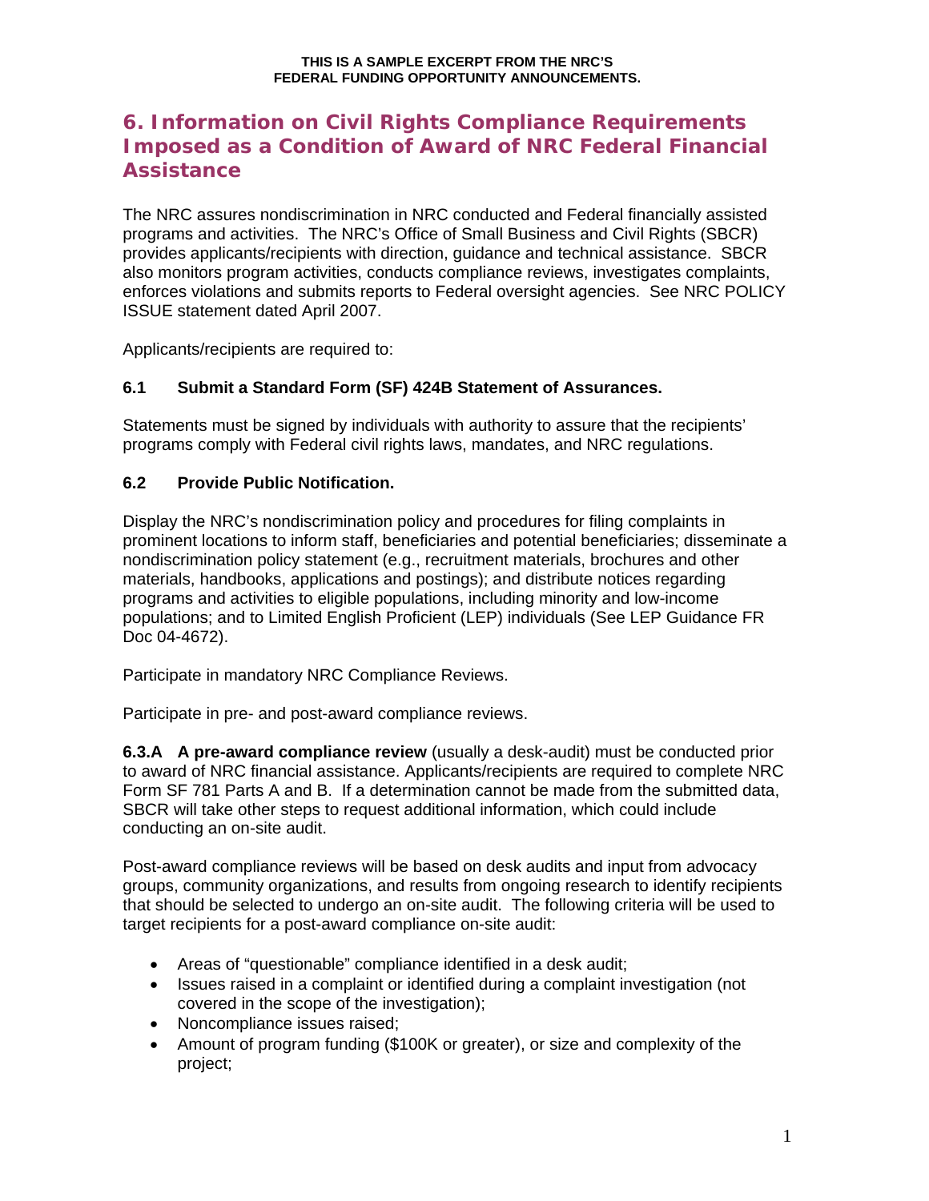**THIS IS A SAMPLE EXCERPT FROM THE NRC'S FEDERAL FUNDING OPPORTUNITY ANNOUNCEMENTS.**

# 6. Information on Civil Rights Compliance Requirements Imposed as a Condition of Award of NRC Federal Financial Assistance

The NRC assures nondiscrimination in NRC conducted and Federal financially assisted programs and activities. The NRC's Office of Small Business and Civil Rights (SBCR) provides applicants/recipients with direction, guidance and technical assistance. SBCR also monitors program activities, conducts compliance reviews, investigates complaints, enforces violations and submits reports to Federal oversight agencies. See NRC POLICY ISSUE statement dated April 2007.

Applicants/recipients are required to:

### 6.1 Submit a Standard Form (SF) 424B Statement of Assurances.

Statements must be signed by individuals with authority to assure that the recipients' programs comply with Federal civil rights laws, mandates, and NRC regulations.

### 6.2 Provide Public Notification.

Display the NRC's nondiscrimination policy and procedures for filing complaints in prominent locations to inform staff, beneficiaries and potential beneficiaries; disseminate a nondiscrimination policy statement (e.g., recruitment materials, brochures and other materials, handbooks, applications and postings); and distribute notices regarding programs and activities to eligible populations, including minority and low-income populations; and to Limited English Proficient (LEP) individuals (See LEP Guidance FR Doc 04-4672).

Participate in mandatory NRC Compliance Reviews.

Participate in pre- and post-award compliance reviews.

**6.3.A A pre-award compliance review** (usually a desk-audit) must be conducted prior to award of NRC financial assistance. Applicants/recipients are required to complete NRC Form SF 781 Parts A and B. If a determination cannot be made from the submitted data, SBCR will take other steps to request additional information, which could include conducting an on-site audit.

Post-award compliance reviews will be based on desk audits and input from advocacy groups, community organizations, and results from ongoing research to identify recipients that should be selected to undergo an on-site audit. The following criteria will be used to target recipients for a post-award compliance on-site audit:

- Areas of "questionable" compliance identified in a desk audit;
- Issues raised in a complaint or identified during a complaint investigation (not covered in the scope of the investigation);
- Noncompliance issues raised;
- Amount of program funding ($100K or greater), or size and complexity of the project;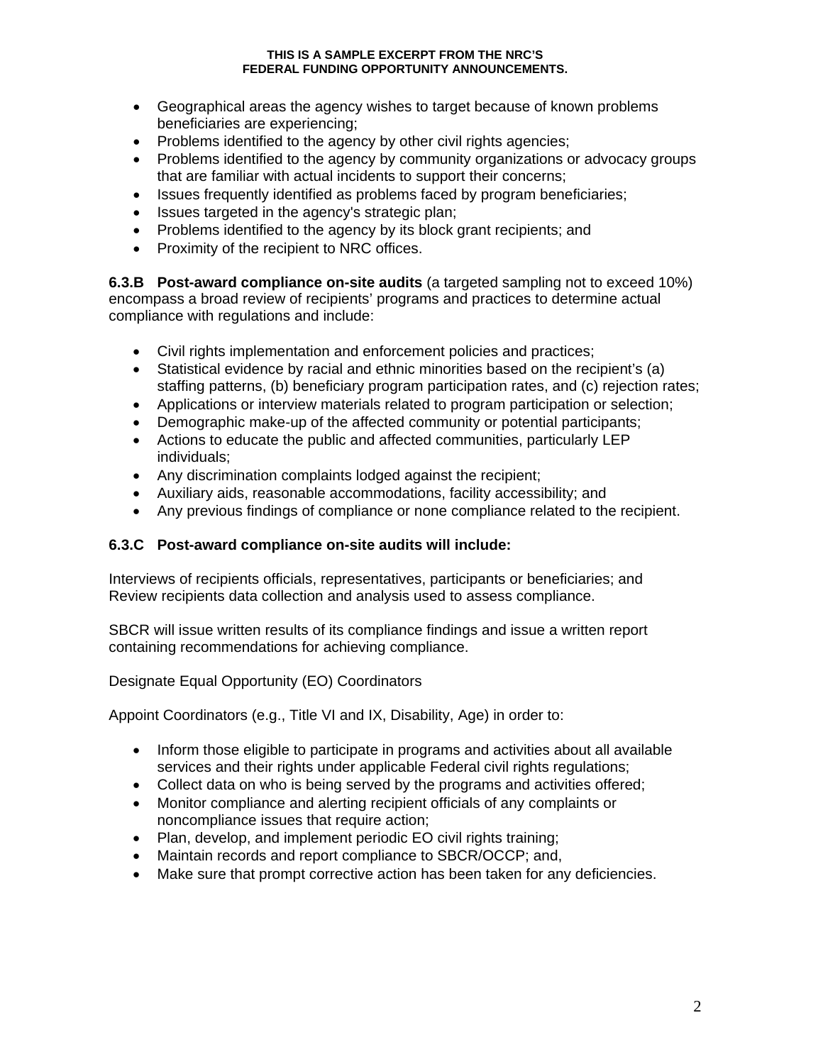- Geographical areas the agency wishes to target because of known problems beneficiaries are experiencing;
- Problems identified to the agency by other civil rights agencies;
- Problems identified to the agency by community organizations or advocacy groups that are familiar with actual incidents to support their concerns;
- Issues frequently identified as problems faced by program beneficiaries;
- Issues targeted in the agency's strategic plan;
- Problems identified to the agency by its block grant recipients; and
- Proximity of the recipient to NRC offices.

**6.3.B Post-award compliance on-site audits** (a targeted sampling not to exceed 10%) encompass a broad review of recipients' programs and practices to determine actual compliance with regulations and include:

- Civil rights implementation and enforcement policies and practices;
- Statistical evidence by racial and ethnic minorities based on the recipient's (a) staffing patterns, (b) beneficiary program participation rates, and (c) rejection rates;
- Applications or interview materials related to program participation or selection;
- Demographic make-up of the affected community or potential participants;
- Actions to educate the public and affected communities, particularly LEP individuals;
- Any discrimination complaints lodged against the recipient;
- Auxiliary aids, reasonable accommodations, facility accessibility; and
- Any previous findings of compliance or none compliance related to the recipient.

**6.3.C Post-award compliance on-site audits will include:**

Interviews of recipients officials, representatives, participants or beneficiaries; and
Review recipients data collection and analysis used to assess compliance.

SBCR will issue written results of its compliance findings and issue a written report containing recommendations for achieving compliance.

Designate Equal Opportunity (EO) Coordinators

Appoint Coordinators (e.g., Title VI and IX, Disability, Age) in order to:

- Inform those eligible to participate in programs and activities about all available services and their rights under applicable Federal civil rights regulations;
- Collect data on who is being served by the programs and activities offered;
- Monitor compliance and alerting recipient officials of any complaints or noncompliance issues that require action;
- Plan, develop, and implement periodic EO civil rights training;
- Maintain records and report compliance to SBCR/OCCP; and,
- Make sure that prompt corrective action has been taken for any deficiencies.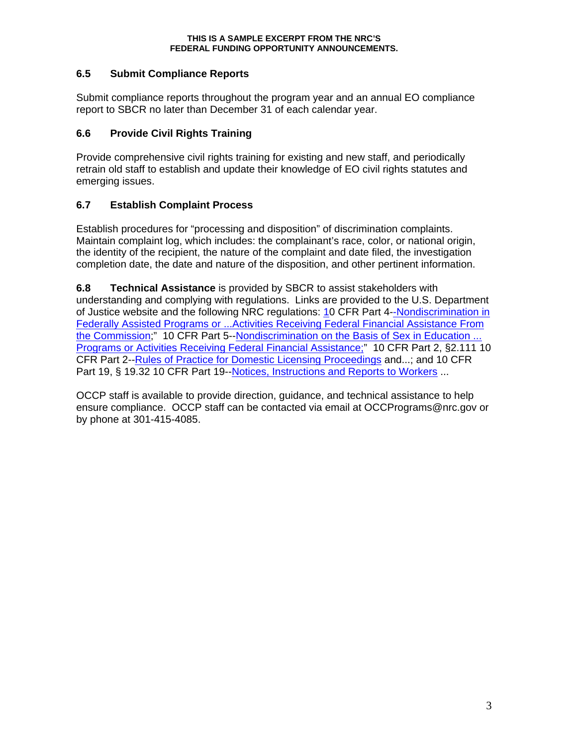THIS IS A SAMPLE EXCERPT FROM THE NRC'S FEDERAL FUNDING OPPORTUNITY ANNOUNCEMENTS.

### 6.5 Submit Compliance Reports

Submit compliance reports throughout the program year and an annual EO compliance report to SBCR no later than December 31 of each calendar year.

### 6.6 Provide Civil Rights Training

Provide comprehensive civil rights training for existing and new staff, and periodically retrain old staff to establish and update their knowledge of EO civil rights statutes and emerging issues.

### 6.7 Establish Complaint Process

Establish procedures for "processing and disposition" of discrimination complaints. Maintain complaint log, which includes: the complainant's race, color, or national origin, the identity of the recipient, the nature of the complaint and date filed, the investigation completion date, the date and nature of the disposition, and other pertinent information.

**6.8 Technical Assistance** is provided by SBCR to assist stakeholders with understanding and complying with regulations. Links are provided to the U.S. Department of Justice website and the following NRC regulations: 10 CFR Part 4--Nondiscrimination in Federally Assisted Programs or ...Activities Receiving Federal Financial Assistance From the Commission;" 10 CFR Part 5--Nondiscrimination on the Basis of Sex in Education ... Programs or Activities Receiving Federal Financial Assistance;" 10 CFR Part 2, §2.111 10 CFR Part 2--Rules of Practice for Domestic Licensing Proceedings and...; and 10 CFR Part 19, § 19.32 10 CFR Part 19--Notices, Instructions and Reports to Workers ...

OCCP staff is available to provide direction, guidance, and technical assistance to help ensure compliance. OCCP staff can be contacted via email at OCCPrograms@nrc.gov or by phone at 301-415-4085.